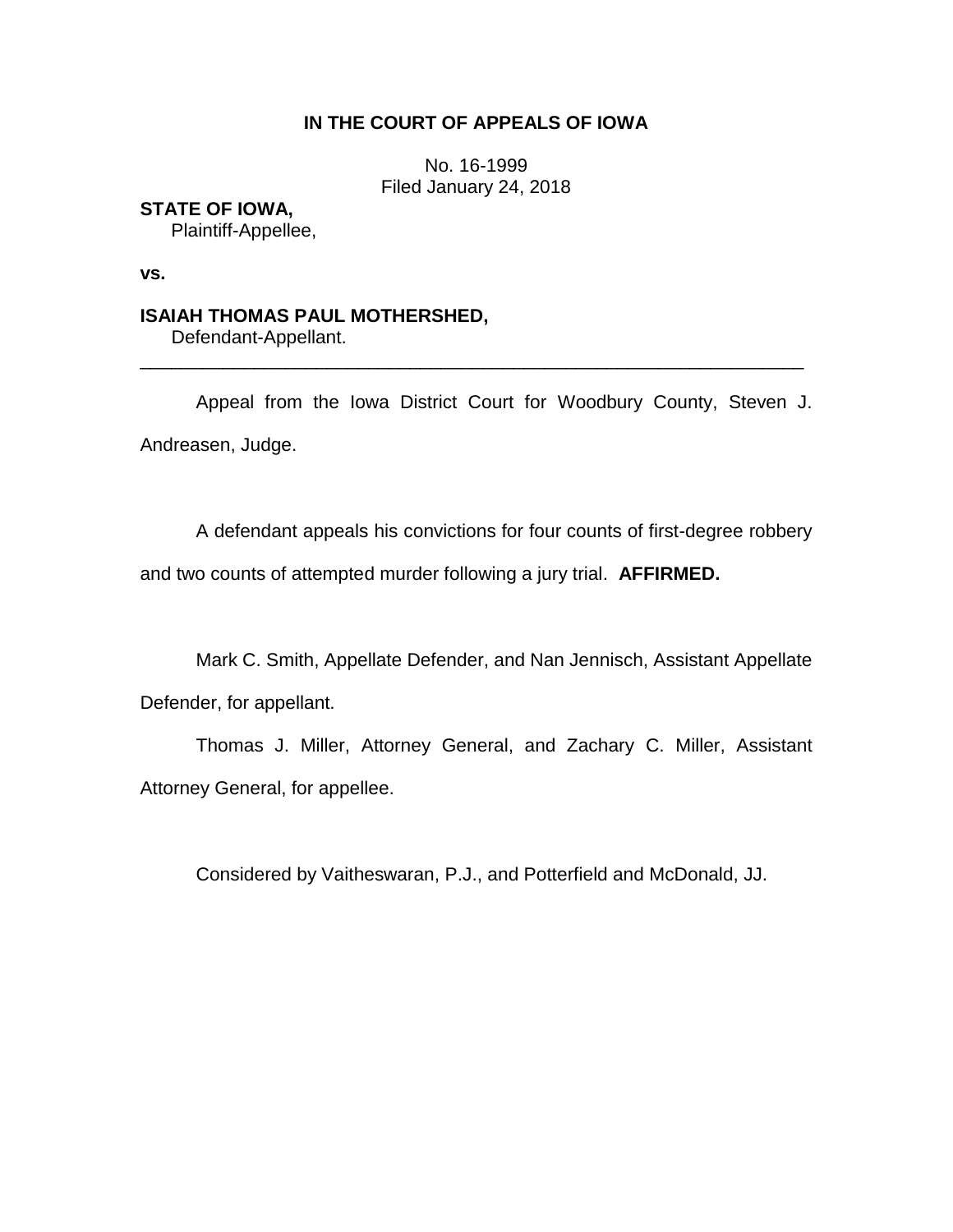# IN THE COURT OF APPEALS OF IOWA

No. 16-1999
Filed January 24, 2018

**STATE OF IOWA,**
Plaintiff-Appellee,

**vs.**

**ISAIAH THOMAS PAUL MOTHERSHED,**
Defendant-Appellant.

---

Appeal from the Iowa District Court for Woodbury County, Steven J. Andreasen, Judge.

A defendant appeals his convictions for four counts of first-degree robbery and two counts of attempted murder following a jury trial. **AFFIRMED.**

Mark C. Smith, Appellate Defender, and Nan Jennisch, Assistant Appellate Defender, for appellant.

Thomas J. Miller, Attorney General, and Zachary C. Miller, Assistant Attorney General, for appellee.

Considered by Vaitheswaran, P.J., and Potterfield and McDonald, JJ.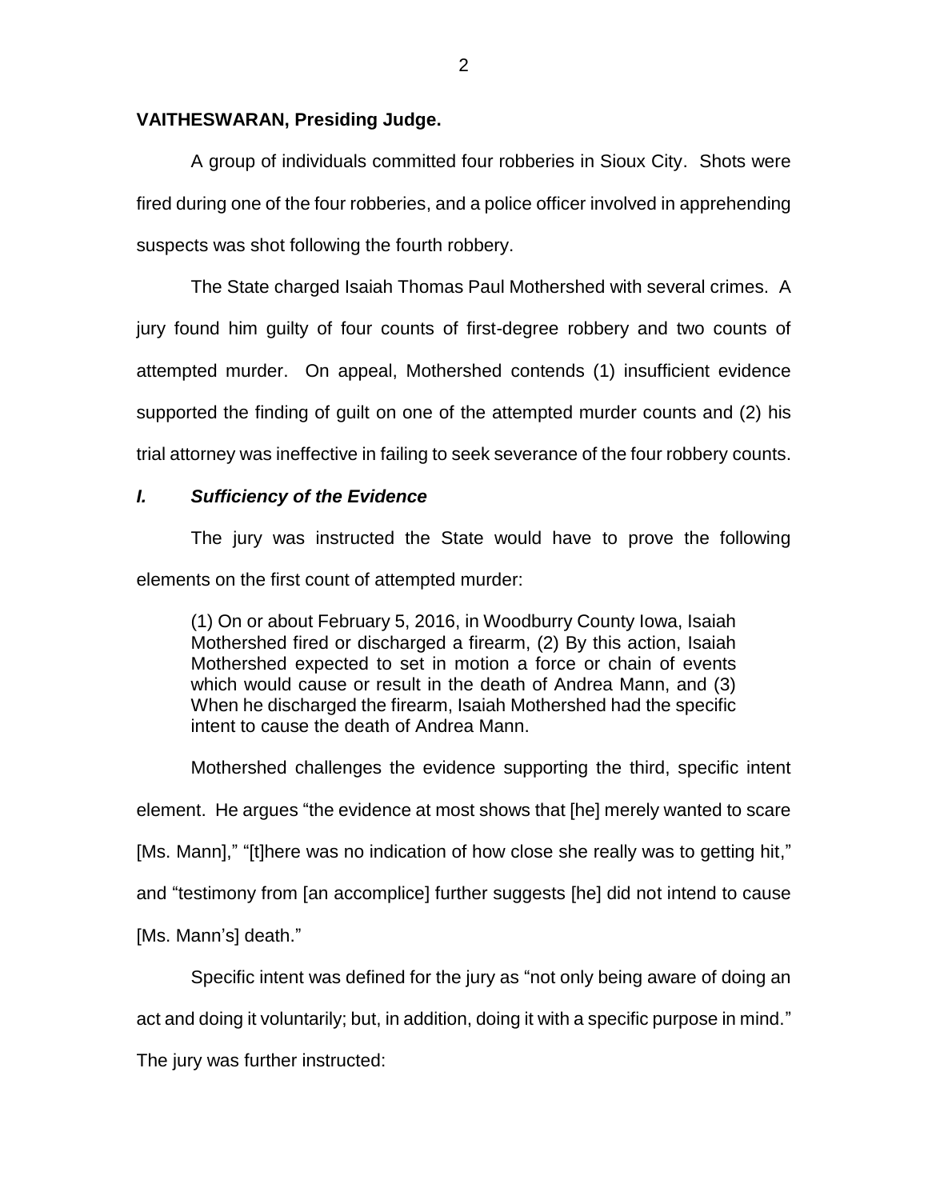**VAITHESWARAN, Presiding Judge.**

A group of individuals committed four robberies in Sioux City. Shots were fired during one of the four robberies, and a police officer involved in apprehending suspects was shot following the fourth robbery.

The State charged Isaiah Thomas Paul Mothershed with several crimes. A jury found him guilty of four counts of first-degree robbery and two counts of attempted murder. On appeal, Mothershed contends (1) insufficient evidence supported the finding of guilt on one of the attempted murder counts and (2) his trial attorney was ineffective in failing to seek severance of the four robbery counts.

## *I. Sufficiency of the Evidence*

The jury was instructed the State would have to prove the following elements on the first count of attempted murder:

> (1) On or about February 5, 2016, in Woodburry County Iowa, Isaiah Mothershed fired or discharged a firearm, (2) By this action, Isaiah Mothershed expected to set in motion a force or chain of events which would cause or result in the death of Andrea Mann, and (3) When he discharged the firearm, Isaiah Mothershed had the specific intent to cause the death of Andrea Mann.

Mothershed challenges the evidence supporting the third, specific intent element. He argues "the evidence at most shows that [he] merely wanted to scare [Ms. Mann]," "[t]here was no indication of how close she really was to getting hit," and "testimony from [an accomplice] further suggests [he] did not intend to cause [Ms. Mann's] death."

Specific intent was defined for the jury as "not only being aware of doing an act and doing it voluntarily; but, in addition, doing it with a specific purpose in mind." The jury was further instructed: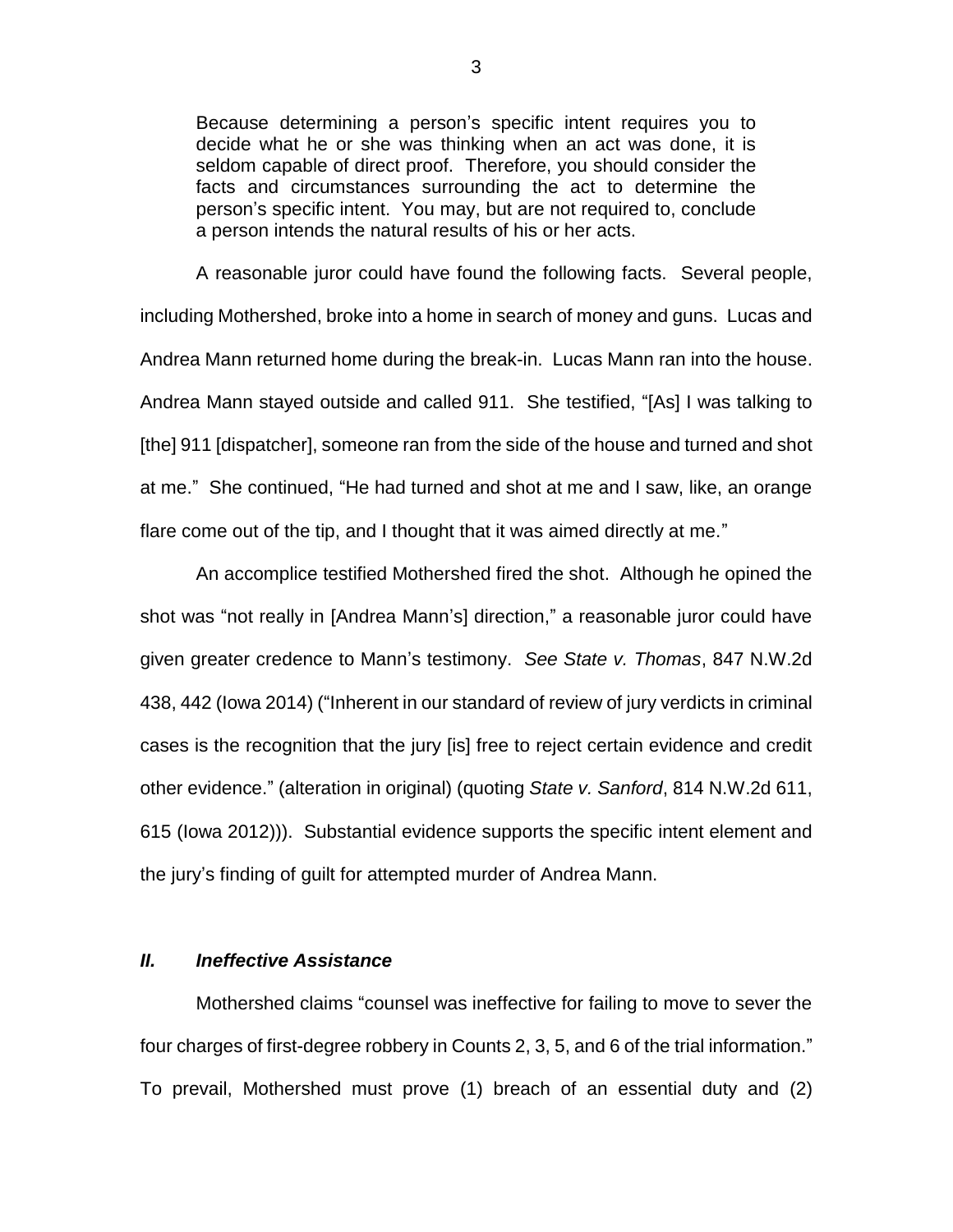> Because determining a person's specific intent requires you to decide what he or she was thinking when an act was done, it is seldom capable of direct proof. Therefore, you should consider the facts and circumstances surrounding the act to determine the person's specific intent. You may, but are not required to, conclude a person intends the natural results of his or her acts.

A reasonable juror could have found the following facts. Several people, including Mothershed, broke into a home in search of money and guns. Lucas and Andrea Mann returned home during the break-in. Lucas Mann ran into the house. Andrea Mann stayed outside and called 911. She testified, "[As] I was talking to [the] 911 [dispatcher], someone ran from the side of the house and turned and shot at me." She continued, "He had turned and shot at me and I saw, like, an orange flare come out of the tip, and I thought that it was aimed directly at me."

An accomplice testified Mothershed fired the shot. Although he opined the shot was "not really in [Andrea Mann's] direction," a reasonable juror could have given greater credence to Mann's testimony. *See State v. Thomas*, 847 N.W.2d 438, 442 (Iowa 2014) ("Inherent in our standard of review of jury verdicts in criminal cases is the recognition that the jury [is] free to reject certain evidence and credit other evidence." (alteration in original) (quoting *State v. Sanford*, 814 N.W.2d 611, 615 (Iowa 2012))). Substantial evidence supports the specific intent element and the jury's finding of guilt for attempted murder of Andrea Mann.

## *II. Ineffective Assistance*

Mothershed claims "counsel was ineffective for failing to move to sever the four charges of first-degree robbery in Counts 2, 3, 5, and 6 of the trial information." To prevail, Mothershed must prove (1) breach of an essential duty and (2)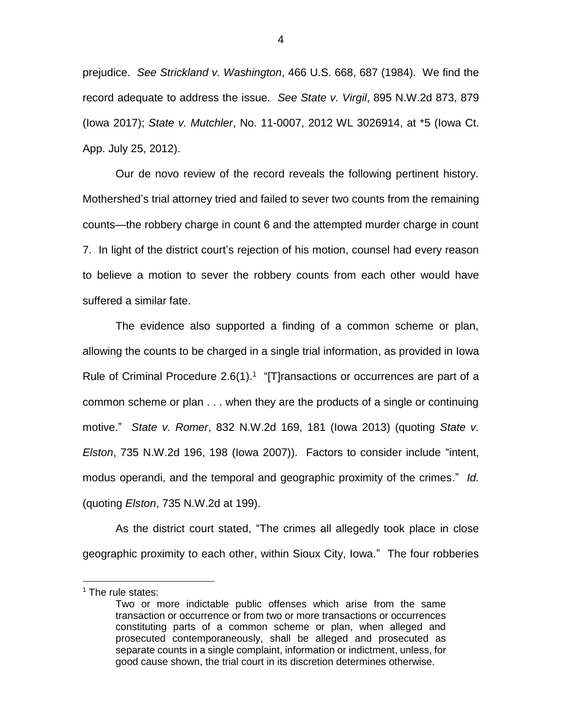prejudice. *See Strickland v. Washington*, 466 U.S. 668, 687 (1984). We find the record adequate to address the issue. *See State v. Virgil*, 895 N.W.2d 873, 879 (Iowa 2017); *State v. Mutchler*, No. 11-0007, 2012 WL 3026914, at *5 (Iowa Ct. App. July 25, 2012).

Our de novo review of the record reveals the following pertinent history. Mothershed's trial attorney tried and failed to sever two counts from the remaining counts—the robbery charge in count 6 and the attempted murder charge in count 7. In light of the district court's rejection of his motion, counsel had every reason to believe a motion to sever the robbery counts from each other would have suffered a similar fate.

The evidence also supported a finding of a common scheme or plan, allowing the counts to be charged in a single trial information, as provided in Iowa Rule of Criminal Procedure 2.6(1).[1] "[T]ransactions or occurrences are part of a common scheme or plan . . . when they are the products of a single or continuing motive." *State v. Romer*, 832 N.W.2d 169, 181 (Iowa 2013) (quoting *State v. Elston*, 735 N.W.2d 196, 198 (Iowa 2007)). Factors to consider include "intent, modus operandi, and the temporal and geographic proximity of the crimes." *Id.* (quoting *Elston*, 735 N.W.2d at 199).

As the district court stated, "The crimes all allegedly took place in close geographic proximity to each other, within Sioux City, Iowa." The four robberies

---

[1] The rule states:

> Two or more indictable public offenses which arise from the same transaction or occurrence or from two or more transactions or occurrences constituting parts of a common scheme or plan, when alleged and prosecuted contemporaneously, shall be alleged and prosecuted as separate counts in a single complaint, information or indictment, unless, for good cause shown, the trial court in its discretion determines otherwise.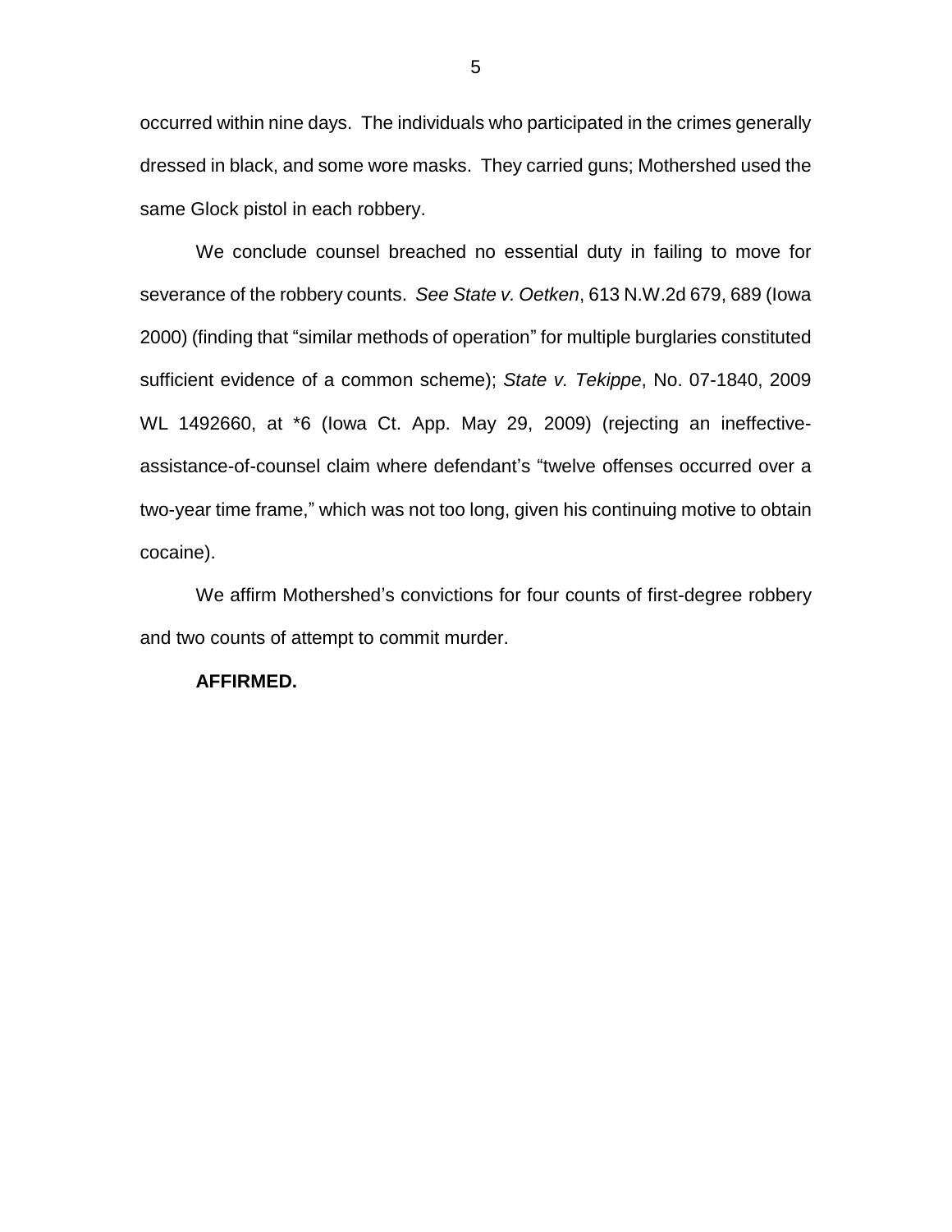occurred within nine days. The individuals who participated in the crimes generally dressed in black, and some wore masks. They carried guns; Mothershed used the same Glock pistol in each robbery.

We conclude counsel breached no essential duty in failing to move for severance of the robbery counts. *See State v. Oetken*, 613 N.W.2d 679, 689 (Iowa 2000) (finding that "similar methods of operation" for multiple burglaries constituted sufficient evidence of a common scheme); *State v. Tekippe*, No. 07-1840, 2009 WL 1492660, at *6 (Iowa Ct. App. May 29, 2009) (rejecting an ineffective-assistance-of-counsel claim where defendant's "twelve offenses occurred over a two-year time frame," which was not too long, given his continuing motive to obtain cocaine).

We affirm Mothershed's convictions for four counts of first-degree robbery and two counts of attempt to commit murder.

**AFFIRMED.**